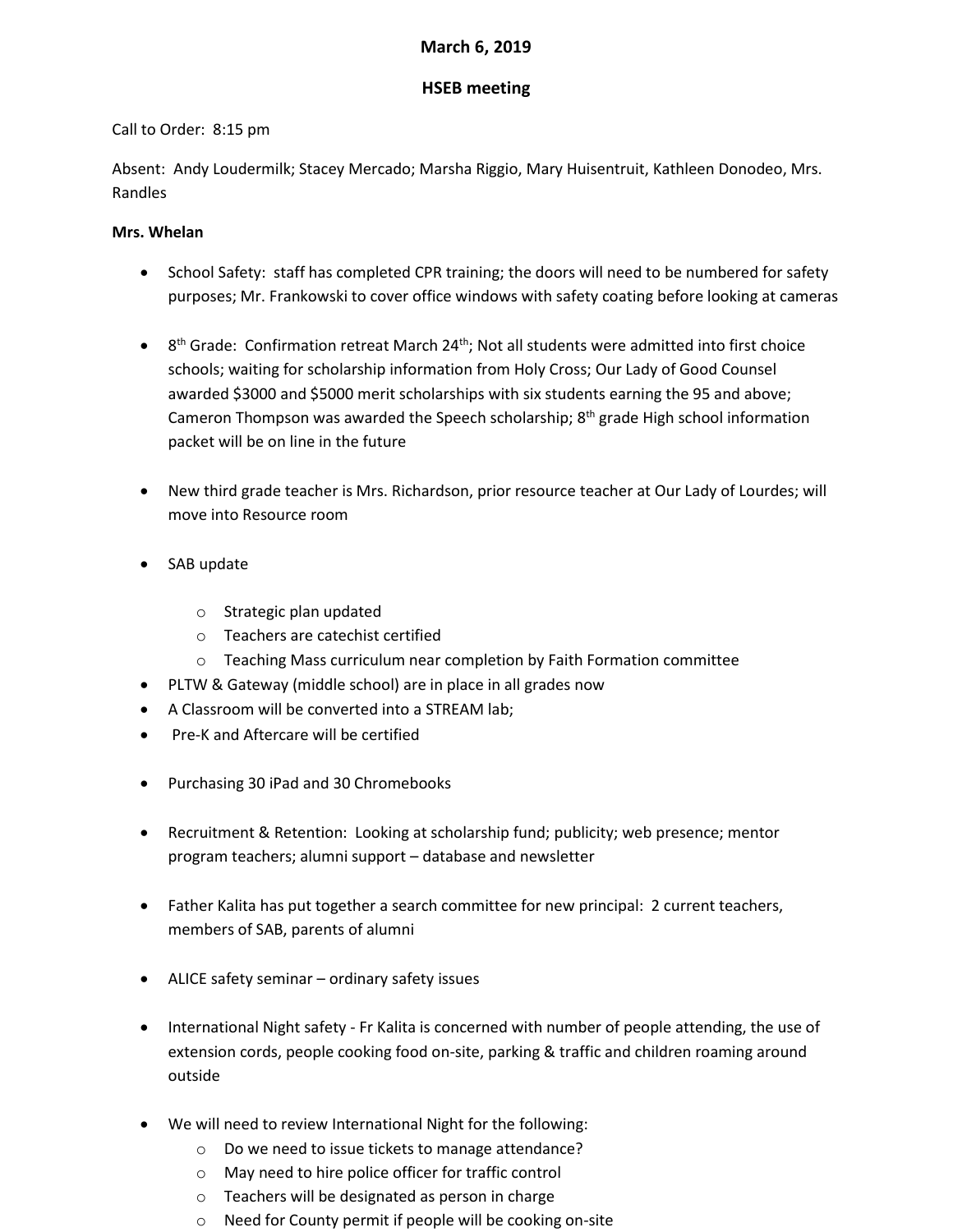**March 6, 2019**

**HSEB meeting**

Call to Order: 8:15 pm

Absent: Andy Loudermilk; Stacey Mercado; Marsha Riggio, Mary Huisentruit, Kathleen Donodeo, Mrs. Randles

**Mrs. Whelan**

- School Safety: staff has completed CPR training; the doors will need to be numbered for safety purposes; Mr. Frankowski to cover office windows with safety coating before looking at cameras
- 8th Grade: Confirmation retreat March 24th; Not all students were admitted into first choice schools; waiting for scholarship information from Holy Cross; Our Lady of Good Counsel awarded $3000 and $5000 merit scholarships with six students earning the 95 and above; Cameron Thompson was awarded the Speech scholarship; 8th grade High school information packet will be on line in the future
- New third grade teacher is Mrs. Richardson, prior resource teacher at Our Lady of Lourdes; will move into Resource room
- SAB update
    - Strategic plan updated
    - Teachers are catechist certified
    - Teaching Mass curriculum near completion by Faith Formation committee
- PLTW & Gateway (middle school) are in place in all grades now
- A Classroom will be converted into a STREAM lab;
- Pre-K and Aftercare will be certified
- Purchasing 30 iPad and 30 Chromebooks
- Recruitment & Retention: Looking at scholarship fund; publicity; web presence; mentor program teachers; alumni support – database and newsletter
- Father Kalita has put together a search committee for new principal: 2 current teachers, members of SAB, parents of alumni
- ALICE safety seminar – ordinary safety issues
- International Night safety - Fr Kalita is concerned with number of people attending, the use of extension cords, people cooking food on-site, parking & traffic and children roaming around outside
- We will need to review International Night for the following:
    - Do we need to issue tickets to manage attendance?
    - May need to hire police officer for traffic control
    - Teachers will be designated as person in charge
    - Need for County permit if people will be cooking on-site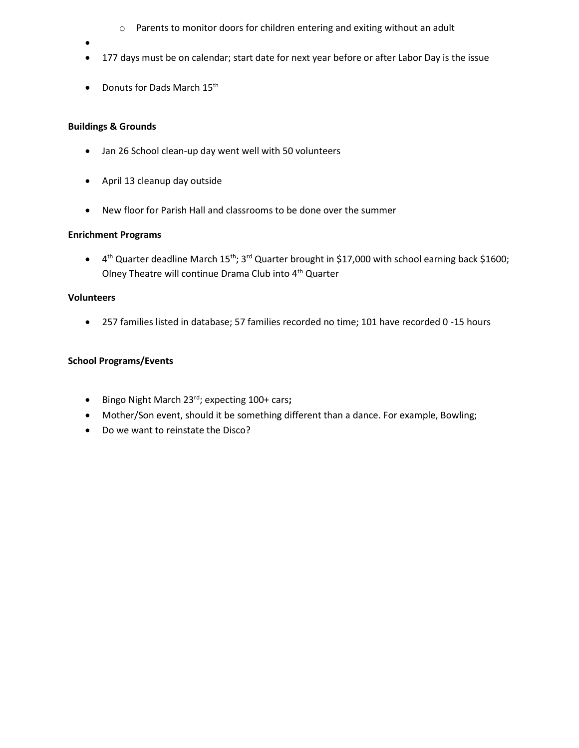- Parents to monitor doors for children entering and exiting without an adult
- 
- 177 days must be on calendar; start date for next year before or after Labor Day is the issue
- Donuts for Dads March 15th

**Buildings & Grounds**

- Jan 26 School clean-up day went well with 50 volunteers
- April 13 cleanup day outside
- New floor for Parish Hall and classrooms to be done over the summer

**Enrichment Programs**

- 4th Quarter deadline March 15th; 3rd Quarter brought in $17,000 with school earning back $1600; Olney Theatre will continue Drama Club into 4th Quarter

**Volunteers**

- 257 families listed in database; 57 families recorded no time; 101 have recorded 0 -15 hours

**School Programs/Events**

- Bingo Night March 23rd; expecting 100+ cars**;**
- Mother/Son event, should it be something different than a dance. For example, Bowling;
- Do we want to reinstate the Disco?